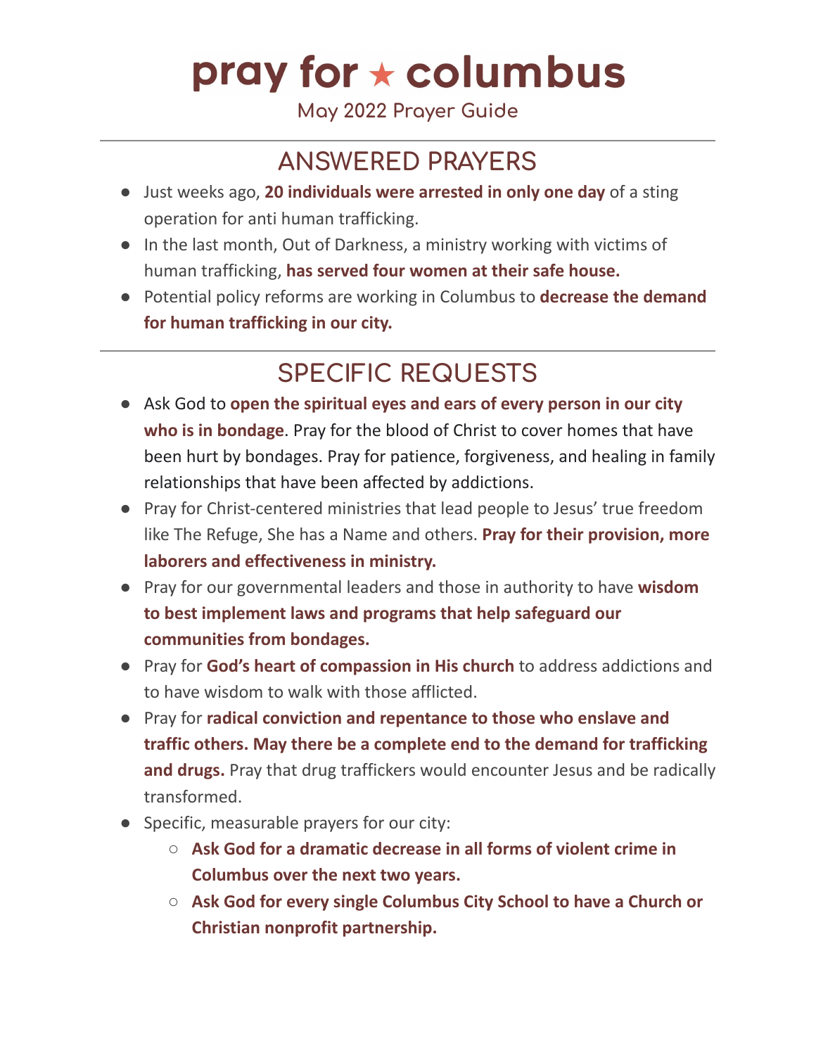# pray for ★ columbus

May 2022 Prayer Guide

---

## ANSWERED PRAYERS

- Just weeks ago, **20 individuals were arrested in only one day** of a sting operation for anti human trafficking.
- In the last month, Out of Darkness, a ministry working with victims of human trafficking, **has served four women at their safe house.**
- Potential policy reforms are working in Columbus to **decrease the demand for human trafficking in our city.**

---

## SPECIFIC REQUESTS

- Ask God to **open the spiritual eyes and ears of every person in our city who is in bondage**. Pray for the blood of Christ to cover homes that have been hurt by bondages. Pray for patience, forgiveness, and healing in family relationships that have been affected by addictions.
- Pray for Christ-centered ministries that lead people to Jesus' true freedom like The Refuge, She has a Name and others. **Pray for their provision, more laborers and effectiveness in ministry.**
- Pray for our governmental leaders and those in authority to have **wisdom to best implement laws and programs that help safeguard our communities from bondages.**
- Pray for **God's heart of compassion in His church** to address addictions and to have wisdom to walk with those afflicted.
- Pray for **radical conviction and repentance to those who enslave and traffic others. May there be a complete end to the demand for trafficking and drugs.** Pray that drug traffickers would encounter Jesus and be radically transformed.
- Specific, measurable prayers for our city:
  - **Ask God for a dramatic decrease in all forms of violent crime in Columbus over the next two years.**
  - **Ask God for every single Columbus City School to have a Church or Christian nonprofit partnership.**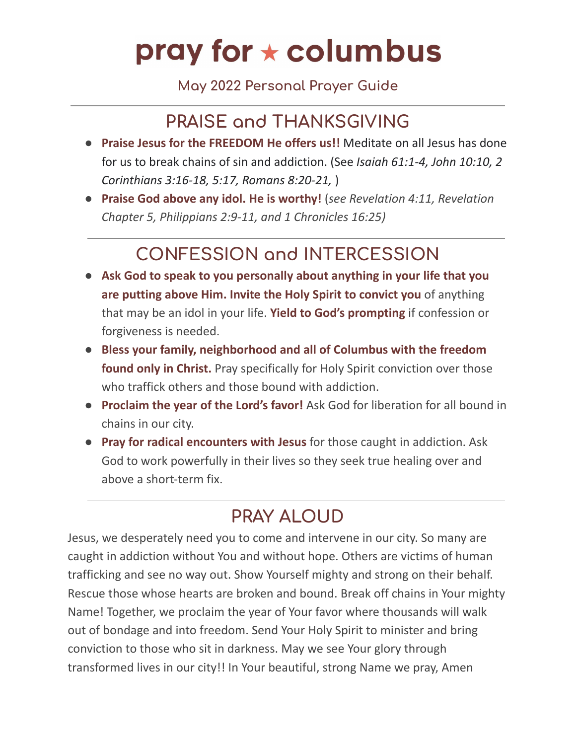# pray for ★ columbus

May 2022 Personal Prayer Guide

---

## PRAISE and THANKSGIVING

- **Praise Jesus for the FREEDOM He offers us!!** Meditate on all Jesus has done for us to break chains of sin and addiction. (See *Isaiah 61:1-4, John 10:10, 2 Corinthians 3:16-18, 5:17, Romans 8:20-21,* )
- **Praise God above any idol. He is worthy!** (*see Revelation 4:11, Revelation Chapter 5, Philippians 2:9-11, and 1 Chronicles 16:25)*

---

## CONFESSION and INTERCESSION

- **Ask God to speak to you personally about anything in your life that you are putting above Him. Invite the Holy Spirit to convict you** of anything that may be an idol in your life. **Yield to God's prompting** if confession or forgiveness is needed.
- **Bless your family, neighborhood and all of Columbus with the freedom found only in Christ.** Pray specifically for Holy Spirit conviction over those who traffick others and those bound with addiction.
- **Proclaim the year of the Lord's favor!** Ask God for liberation for all bound in chains in our city.
- **Pray for radical encounters with Jesus** for those caught in addiction. Ask God to work powerfully in their lives so they seek true healing over and above a short-term fix.

---

## PRAY ALOUD

Jesus, we desperately need you to come and intervene in our city. So many are caught in addiction without You and without hope. Others are victims of human trafficking and see no way out. Show Yourself mighty and strong on their behalf. Rescue those whose hearts are broken and bound. Break off chains in Your mighty Name! Together, we proclaim the year of Your favor where thousands will walk out of bondage and into freedom. Send Your Holy Spirit to minister and bring conviction to those who sit in darkness. May we see Your glory through transformed lives in our city!! In Your beautiful, strong Name we pray, Amen